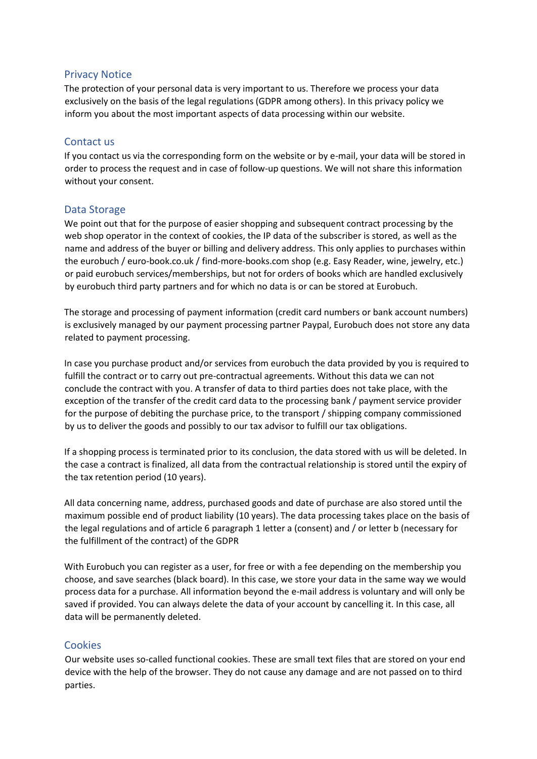## Privacy Notice

The protection of your personal data is very important to us. Therefore we process your data exclusively on the basis of the legal regulations (GDPR among others). In this privacy policy we inform you about the most important aspects of data processing within our website.

## Contact us

If you contact us via the corresponding form on the website or by e-mail, your data will be stored in order to process the request and in case of follow-up questions. We will not share this information without your consent.

## Data Storage

We point out that for the purpose of easier shopping and subsequent contract processing by the web shop operator in the context of cookies, the IP data of the subscriber is stored, as well as the name and address of the buyer or billing and delivery address. This only applies to purchases within the eurobuch / euro-book.co.uk / find-more-books.com shop (e.g. Easy Reader, wine, jewelry, etc.) or paid eurobuch services/memberships, but not for orders of books which are handled exclusively by eurobuch third party partners and for which no data is or can be stored at Eurobuch.

The storage and processing of payment information (credit card numbers or bank account numbers) is exclusively managed by our payment processing partner Paypal, Eurobuch does not store any data related to payment processing.

In case you purchase product and/or services from eurobuch the data provided by you is required to fulfill the contract or to carry out pre-contractual agreements. Without this data we can not conclude the contract with you. A transfer of data to third parties does not take place, with the exception of the transfer of the credit card data to the processing bank / payment service provider for the purpose of debiting the purchase price, to the transport / shipping company commissioned by us to deliver the goods and possibly to our tax advisor to fulfill our tax obligations.

If a shopping process is terminated prior to its conclusion, the data stored with us will be deleted. In the case a contract is finalized, all data from the contractual relationship is stored until the expiry of the tax retention period (10 years).

All data concerning name, address, purchased goods and date of purchase are also stored until the maximum possible end of product liability (10 years). The data processing takes place on the basis of the legal regulations and of article 6 paragraph 1 letter a (consent) and / or letter b (necessary for the fulfillment of the contract) of the GDPR

With Eurobuch you can register as a user, for free or with a fee depending on the membership you choose, and save searches (black board). In this case, we store your data in the same way we would process data for a purchase. All information beyond the e-mail address is voluntary and will only be saved if provided. You can always delete the data of your account by cancelling it. In this case, all data will be permanently deleted.

## Cookies

Our website uses so-called functional cookies. These are small text files that are stored on your end device with the help of the browser. They do not cause any damage and are not passed on to third parties.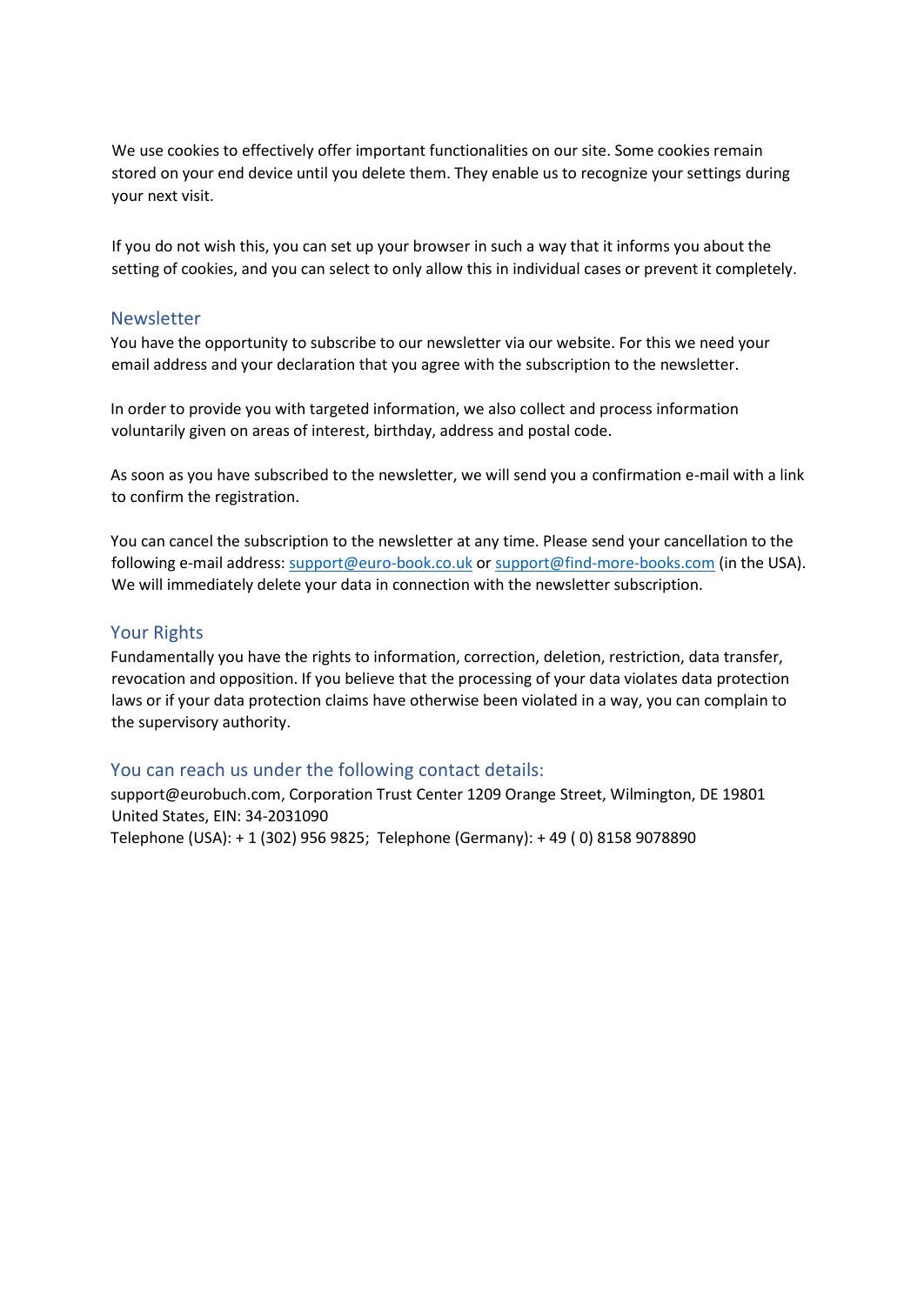We use cookies to effectively offer important functionalities on our site. Some cookies remain stored on your end device until you delete them. They enable us to recognize your settings during your next visit.

If you do not wish this, you can set up your browser in such a way that it informs you about the setting of cookies, and you can select to only allow this in individual cases or prevent it completely.

## Newsletter

You have the opportunity to subscribe to our newsletter via our website. For this we need your email address and your declaration that you agree with the subscription to the newsletter.

In order to provide you with targeted information, we also collect and process information voluntarily given on areas of interest, birthday, address and postal code.

As soon as you have subscribed to the newsletter, we will send you a confirmation e-mail with a link to confirm the registration.

You can cancel the subscription to the newsletter at any time. Please send your cancellation to the following e-mail address: support@euro-book.co.uk or support@find-more-books.com (in the USA). We will immediately delete your data in connection with the newsletter subscription.

## Your Rights

Fundamentally you have the rights to information, correction, deletion, restriction, data transfer, revocation and opposition. If you believe that the processing of your data violates data protection laws or if your data protection claims have otherwise been violated in a way, you can complain to the supervisory authority.

## You can reach us under the following contact details:

support@eurobuch.com, Corporation Trust Center 1209 Orange Street, Wilmington, DE 19801 United States, EIN: 34-2031090
Telephone (USA): + 1 (302) 956 9825; Telephone (Germany): + 49 ( 0) 8158 9078890